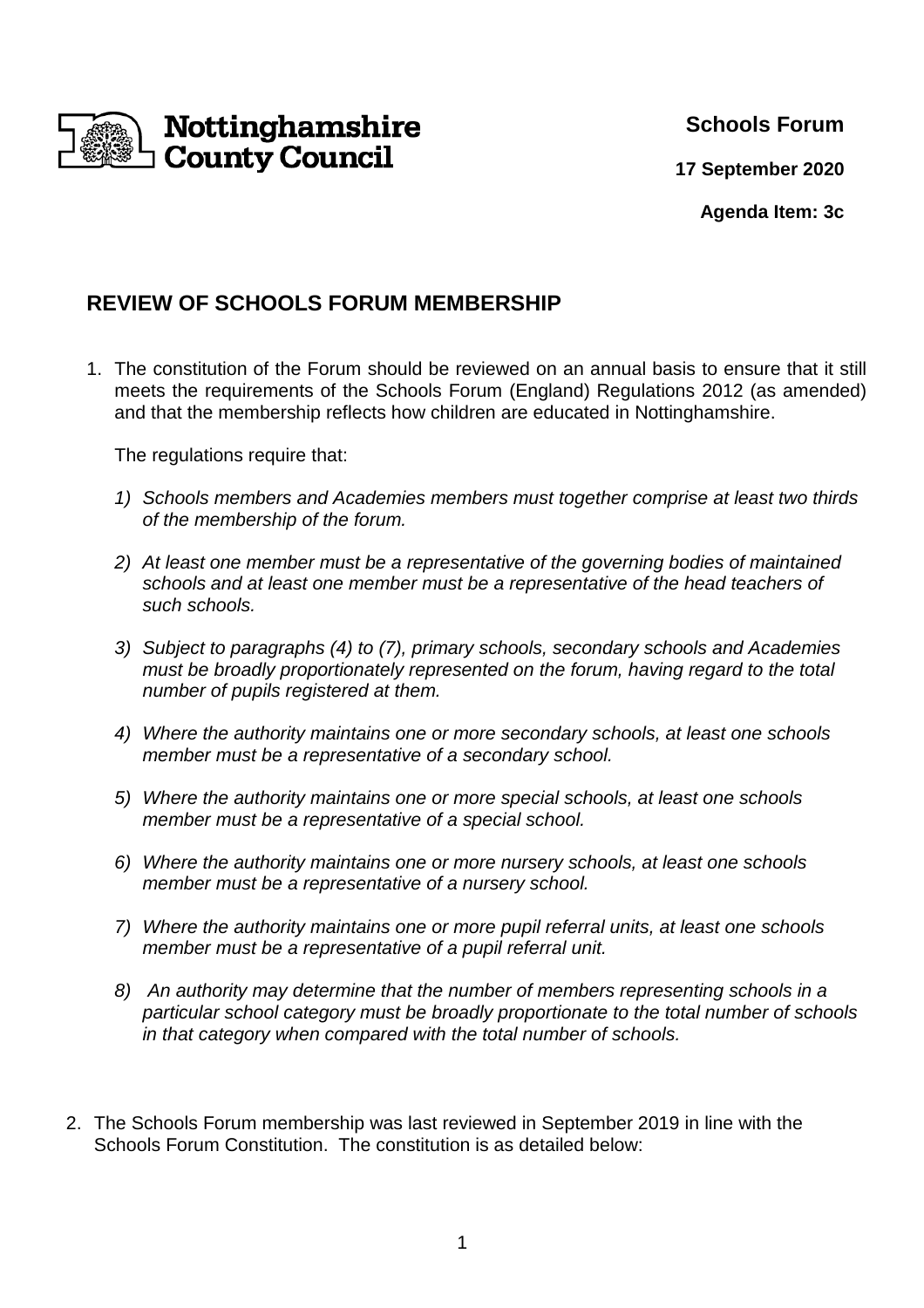Nottinghamshire County Council

**Schools Forum**

**17 September 2020**

**Agenda Item: 3c**

## REVIEW OF SCHOOLS FORUM MEMBERSHIP

1. The constitution of the Forum should be reviewed on an annual basis to ensure that it still meets the requirements of the Schools Forum (England) Regulations 2012 (as amended) and that the membership reflects how children are educated in Nottinghamshire.

   The regulations require that:

   1) *Schools members and Academies members must together comprise at least two thirds of the membership of the forum.*

   2) *At least one member must be a representative of the governing bodies of maintained schools and at least one member must be a representative of the head teachers of such schools.*

   3) *Subject to paragraphs (4) to (7), primary schools, secondary schools and Academies must be broadly proportionately represented on the forum, having regard to the total number of pupils registered at them.*

   4) *Where the authority maintains one or more secondary schools, at least one schools member must be a representative of a secondary school.*

   5) *Where the authority maintains one or more special schools, at least one schools member must be a representative of a special school.*

   6) *Where the authority maintains one or more nursery schools, at least one schools member must be a representative of a nursery school.*

   7) *Where the authority maintains one or more pupil referral units, at least one schools member must be a representative of a pupil referral unit.*

   8) *An authority may determine that the number of members representing schools in a particular school category must be broadly proportionate to the total number of schools in that category when compared with the total number of schools.*

2. The Schools Forum membership was last reviewed in September 2019 in line with the Schools Forum Constitution. The constitution is as detailed below: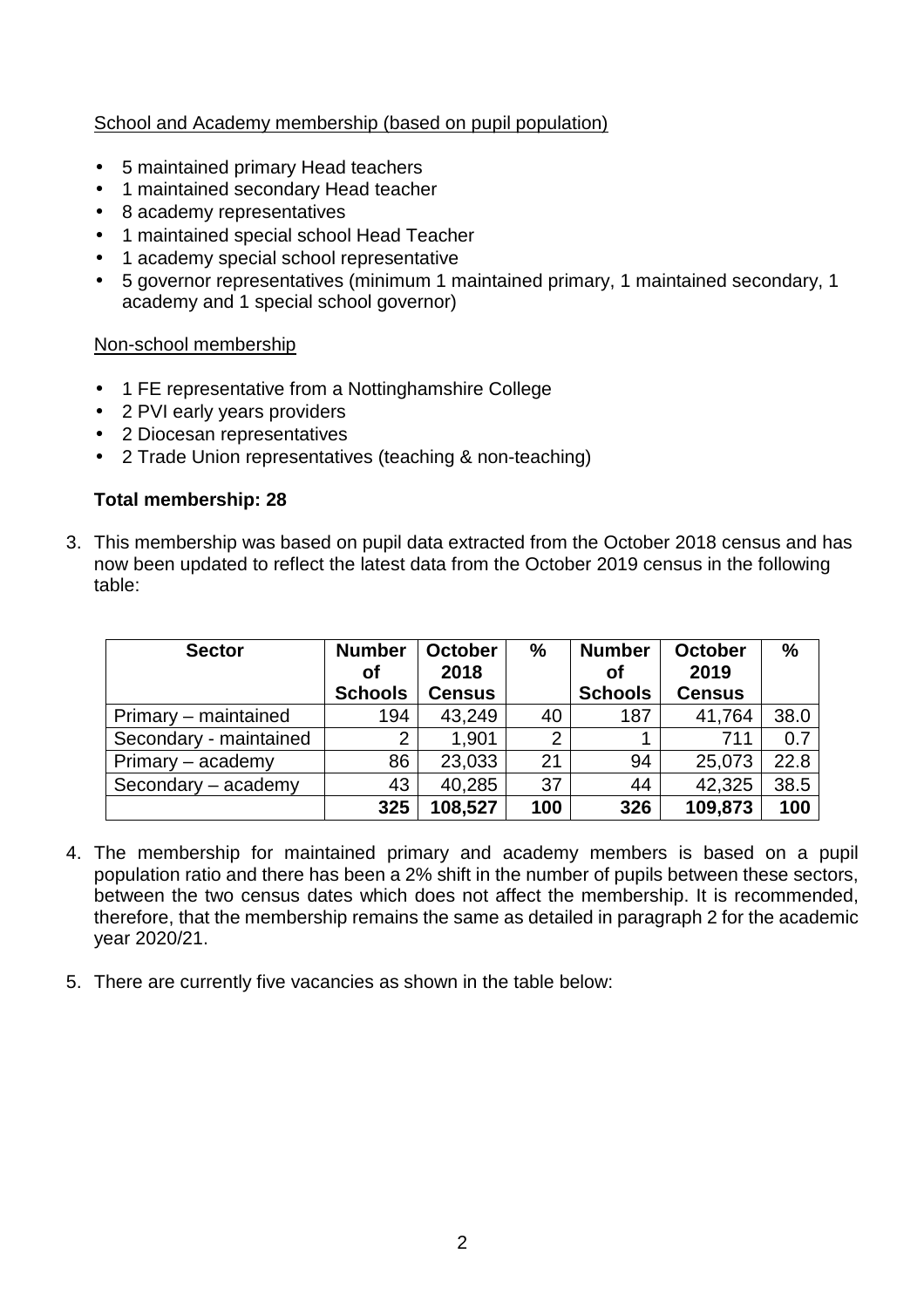<u>School and Academy membership (based on pupil population)</u>

- 5 maintained primary Head teachers
- 1 maintained secondary Head teacher
- 8 academy representatives
- 1 maintained special school Head Teacher
- 1 academy special school representative
- 5 governor representatives (minimum 1 maintained primary, 1 maintained secondary, 1 academy and 1 special school governor)

<u>Non-school membership</u>

- 1 FE representative from a Nottinghamshire College
- 2 PVI early years providers
- 2 Diocesan representatives
- 2 Trade Union representatives (teaching & non-teaching)

**Total membership: 28**

3. This membership was based on pupil data extracted from the October 2018 census and has now been updated to reflect the latest data from the October 2019 census in the following table:

| Sector | Number of Schools | October 2018 Census | % | Number of Schools | October 2019 Census | % |
|---|---|---|---|---|---|---|
| Primary – maintained | 194 | 43,249 | 40 | 187 | 41,764 | 38.0 |
| Secondary - maintained | 2 | 1,901 | 2 | 1 | 711 | 0.7 |
| Primary – academy | 86 | 23,033 | 21 | 94 | 25,073 | 22.8 |
| Secondary – academy | 43 | 40,285 | 37 | 44 | 42,325 | 38.5 |
| | **325** | **108,527** | **100** | **326** | **109,873** | **100** |

4. The membership for maintained primary and academy members is based on a pupil population ratio and there has been a 2% shift in the number of pupils between these sectors, between the two census dates which does not affect the membership. It is recommended, therefore, that the membership remains the same as detailed in paragraph 2 for the academic year 2020/21.

5. There are currently five vacancies as shown in the table below: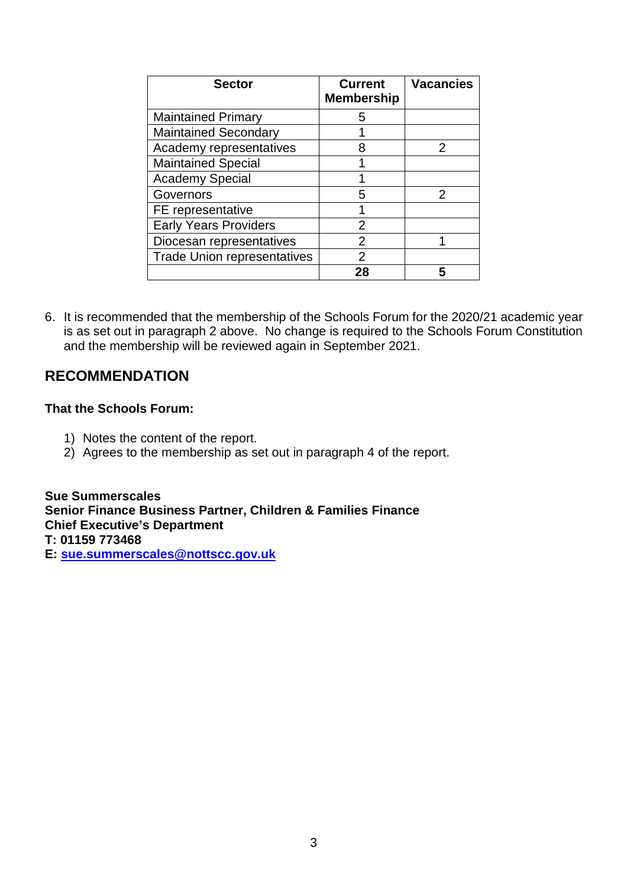| Sector | Current Membership | Vacancies |
|---|---|---|
| Maintained Primary | 5 | |
| Maintained Secondary | 1 | |
| Academy representatives | 8 | 2 |
| Maintained Special | 1 | |
| Academy Special | 1 | |
| Governors | 5 | 2 |
| FE representative | 1 | |
| Early Years Providers | 2 | |
| Diocesan representatives | 2 | 1 |
| Trade Union representatives | 2 | |
| | **28** | **5** |

6. It is recommended that the membership of the Schools Forum for the 2020/21 academic year is as set out in paragraph 2 above. No change is required to the Schools Forum Constitution and the membership will be reviewed again in September 2021.

## RECOMMENDATION

**That the Schools Forum:**

1) Notes the content of the report.
2) Agrees to the membership as set out in paragraph 4 of the report.

**Sue Summerscales**
**Senior Finance Business Partner, Children & Families Finance**
**Chief Executive's Department**
**T: 01159 773468**
**E: sue.summerscales@nottscc.gov.uk**